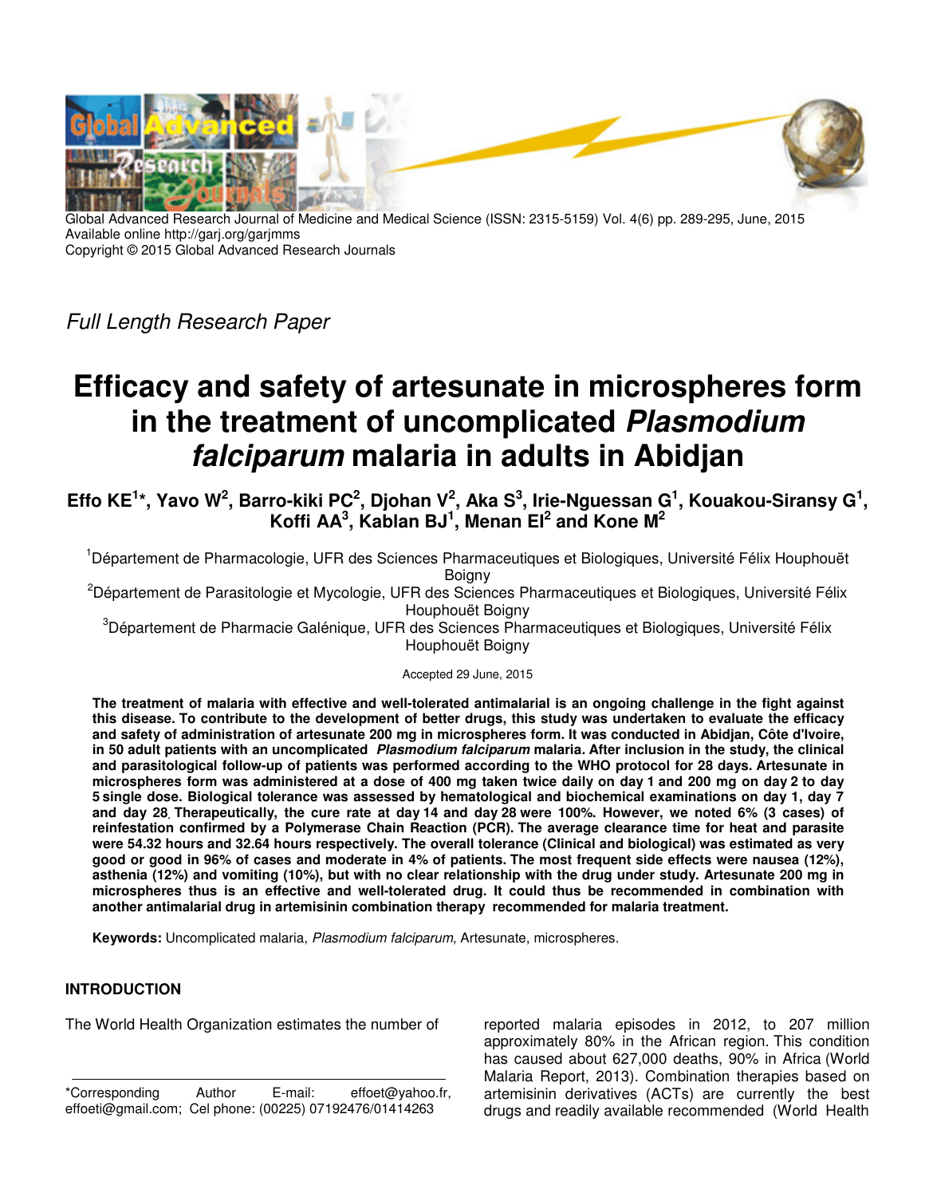Global Advanced Research Journal of Medicine and Medical Science (ISSN: 2315-5159) Vol. 4(6) pp. 289-295, June, 2015
Available online http://garj.org/garjmms
Copyright © 2015 Global Advanced Research Journals

*Full Length Research Paper*

# Efficacy and safety of artesunate in microspheres form in the treatment of uncomplicated *Plasmodium falciparum* malaria in adults in Abidjan

**Effo KE[1]*, Yavo W[2], Barro-kiki PC[2], Djohan V[2], Aka S[3], Irie-Nguessan G[1], Kouakou-Siransy G[1], Koffi AA[3], Kablan BJ[1], Menan EI[2] and Kone M[2]**

[1]Département de Pharmacologie, UFR des Sciences Pharmaceutiques et Biologiques, Université Félix Houphouët Boigny

[2]Département de Parasitologie et Mycologie, UFR des Sciences Pharmaceutiques et Biologiques, Université Félix Houphouët Boigny

[3]Département de Pharmacie Galénique, UFR des Sciences Pharmaceutiques et Biologiques, Université Félix Houphouët Boigny

Accepted 29 June, 2015

**The treatment of malaria with effective and well-tolerated antimalarial is an ongoing challenge in the fight against this disease. To contribute to the development of better drugs, this study was undertaken to evaluate the efficacy and safety of administration of artesunate 200 mg in microspheres form. It was conducted in Abidjan, Côte d'Ivoire, in 50 adult patients with an uncomplicated *Plasmodium falciparum* malaria. After inclusion in the study, the clinical and parasitological follow-up of patients was performed according to the WHO protocol for 28 days. Artesunate in microspheres form was administered at a dose of 400 mg taken twice daily on day 1 and 200 mg on day 2 to day 5 single dose. Biological tolerance was assessed by hematological and biochemical examinations on day 1, day 7 and day 28. Therapeutically, the cure rate at day 14 and day 28 were 100%. However, we noted 6% (3 cases) of reinfestation confirmed by a Polymerase Chain Reaction (PCR). The average clearance time for heat and parasite were 54.32 hours and 32.64 hours respectively. The overall tolerance (Clinical and biological) was estimated as very good or good in 96% of cases and moderate in 4% of patients. The most frequent side effects were nausea (12%), asthenia (12%) and vomiting (10%), but with no clear relationship with the drug under study. Artesunate 200 mg in microspheres thus is an effective and well-tolerated drug. It could thus be recommended in combination with another antimalarial drug in artemisinin combination therapy recommended for malaria treatment.**

**Keywords:** Uncomplicated malaria, *Plasmodium falciparum,* Artesunate, microspheres.

## INTRODUCTION

The World Health Organization estimates the number of reported malaria episodes in 2012, to 207 million approximately 80% in the African region. This condition has caused about 627,000 deaths, 90% in Africa (World Malaria Report, 2013). Combination therapies based on artemisinin derivatives (ACTs) are currently the best drugs and readily available recommended (World Health

*Corresponding Author E-mail: effoet@yahoo.fr, effoeti@gmail.com; Cel phone: (00225) 07192476/01414263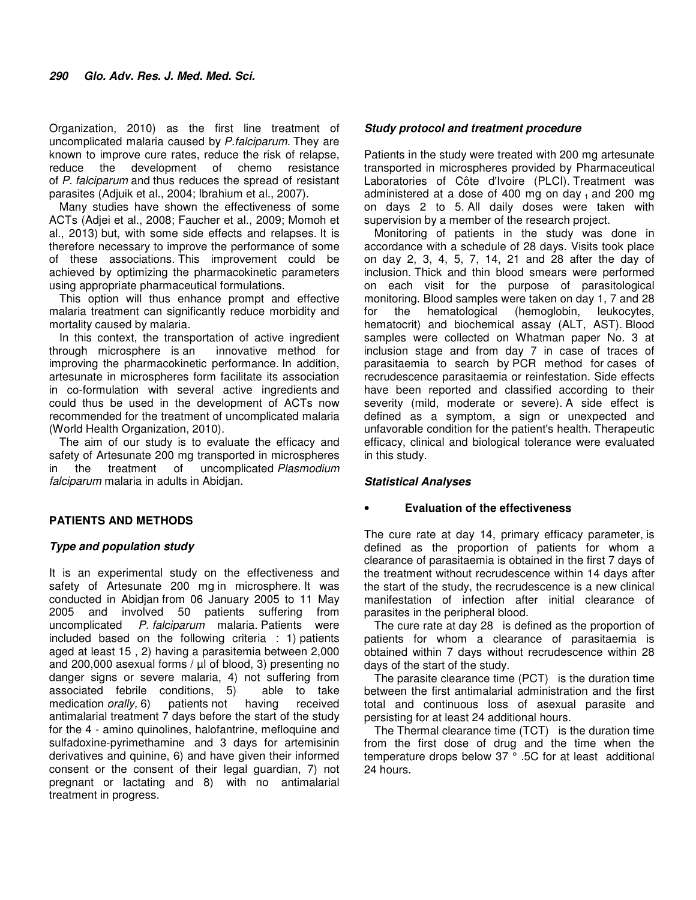Organization, 2010) as the first line treatment of uncomplicated malaria caused by *P.falciparum.* They are known to improve cure rates, reduce the risk of relapse, reduce the development of chemo resistance of *P. falciparum* and thus reduces the spread of resistant parasites (Adjuik et al., 2004; Ibrahium et al., 2007).

Many studies have shown the effectiveness of some ACTs (Adjei et al., 2008; Faucher et al., 2009; Momoh et al., 2013) but, with some side effects and relapses. It is therefore necessary to improve the performance of some of these associations. This improvement could be achieved by optimizing the pharmacokinetic parameters using appropriate pharmaceutical formulations.

This option will thus enhance prompt and effective malaria treatment can significantly reduce morbidity and mortality caused by malaria.

In this context, the transportation of active ingredient through microsphere is an innovative method for improving the pharmacokinetic performance. In addition, artesunate in microspheres form facilitate its association in co-formulation with several active ingredients and could thus be used in the development of ACTs now recommended for the treatment of uncomplicated malaria (World Health Organization, 2010).

The aim of our study is to evaluate the efficacy and safety of Artesunate 200 mg transported in microspheres in the treatment of uncomplicated *Plasmodium falciparum* malaria in adults in Abidjan.

## PATIENTS AND METHODS

### *Type and population study*

It is an experimental study on the effectiveness and safety of Artesunate 200 mg in microsphere. It was conducted in Abidjan from 06 January 2005 to 11 May 2005 and involved 50 patients suffering from uncomplicated *P. falciparum* malaria. Patients were included based on the following criteria : 1) patients aged at least 15 , 2) having a parasitemia between 2,000 and 200,000 asexual forms / µl of blood, 3) presenting no danger signs or severe malaria, 4) not suffering from associated febrile conditions, 5) able to take medication *orally,* 6) patients not having received antimalarial treatment 7 days before the start of the study for the 4 - amino quinolines, halofantrine, mefloquine and sulfadoxine-pyrimethamine and 3 days for artemisinin derivatives and quinine, 6) and have given their informed consent or the consent of their legal guardian, 7) not pregnant or lactating and 8) with no antimalarial treatment in progress.

### *Study protocol and treatment procedure*

Patients in the study were treated with 200 mg artesunate transported in microspheres provided by Pharmaceutical Laboratories of Côte d'Ivoire (PLCI). Treatment was administered at a dose of 400 mg on day $_1$ and 200 mg on days 2 to 5. All daily doses were taken with supervision by a member of the research project.

Monitoring of patients in the study was done in accordance with a schedule of 28 days. Visits took place on day 2, 3, 4, 5, 7, 14, 21 and 28 after the day of inclusion. Thick and thin blood smears were performed on each visit for the purpose of parasitological monitoring. Blood samples were taken on day 1, 7 and 28 for the hematological (hemoglobin, leukocytes, hematocrit) and biochemical assay (ALT, AST). Blood samples were collected on Whatman paper No. 3 at inclusion stage and from day 7 in case of traces of parasitaemia to search by PCR method for cases of recrudescence parasitaemia or reinfestation. Side effects have been reported and classified according to their severity (mild, moderate or severe). A side effect is defined as a symptom, a sign or unexpected and unfavorable condition for the patient's health. Therapeutic efficacy, clinical and biological tolerance were evaluated in this study.

### *Statistical Analyses*

- **Evaluation of the effectiveness**

The cure rate at day 14, primary efficacy parameter, is defined as the proportion of patients for whom a clearance of parasitaemia is obtained in the first 7 days of the treatment without recrudescence within 14 days after the start of the study, the recrudescence is a new clinical manifestation of infection after initial clearance of parasites in the peripheral blood.

The cure rate at day 28 is defined as the proportion of patients for whom a clearance of parasitaemia is obtained within 7 days without recrudescence within 28 days of the start of the study.

The parasite clearance time (PCT) is the duration time between the first antimalarial administration and the first total and continuous loss of asexual parasite and persisting for at least 24 additional hours.

The Thermal clearance time (TCT) is the duration time from the first dose of drug and the time when the temperature drops below 37 ° .5C for at least additional 24 hours.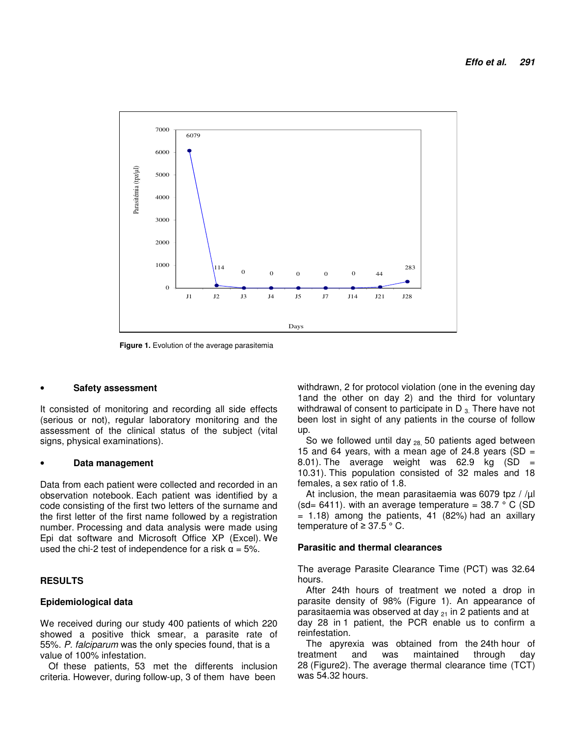Figure 1. Evolution of the average parasitemia

- **Safety assessment**

It consisted of monitoring and recording all side effects (serious or not), regular laboratory monitoring and the assessment of the clinical status of the subject (vital signs, physical examinations).

- **Data management**

Data from each patient were collected and recorded in an observation notebook. Each patient was identified by a code consisting of the first two letters of the surname and the first letter of the first name followed by a registration number. Processing and data analysis were made using Epi dat software and Microsoft Office XP (Excel). We used the chi-2 test of independence for a risk $\alpha = 5\%$.

## RESULTS

### Epidemiological data

We received during our study 400 patients of which 220 showed a positive thick smear, a parasite rate of 55%. *P. falciparum* was the only species found, that is a value of 100% infestation.

Of these patients, 53 met the differents inclusion criteria. However, during follow-up, 3 of them have been withdrawn, 2 for protocol violation (one in the evening day 1and the other on day 2) and the third for voluntary withdrawal of consent to participate in $D_3$. There have not been lost in sight of any patients in the course of follow up.

So we followed until $day_{28}$, 50 patients aged between 15 and 64 years, with a mean age of 24.8 years (SD = 8.01). The average weight was 62.9 kg (SD = 10.31). This population consisted of 32 males and 18 females, a sex ratio of 1.8.

At inclusion, the mean parasitaemia was 6079 tpz / /µl (sd= 6411). with an average temperature = 38.7 ° C (SD = 1.18) among the patients, 41 (82%) had an axillary temperature of ≥ 37.5 ° C.

### Parasitic and thermal clearances

The average Parasite Clearance Time (PCT) was 32.64 hours.

After 24th hours of treatment we noted a drop in parasite density of 98% (Figure 1). An appearance of parasitaemia was observed at $day_{21}$ in 2 patients and at day 28 in 1 patient, the PCR enable us to confirm a reinfestation.

The apyrexia was obtained from the 24th hour of treatment and was maintained through day 28 (Figure2). The average thermal clearance time (TCT) was 54.32 hours.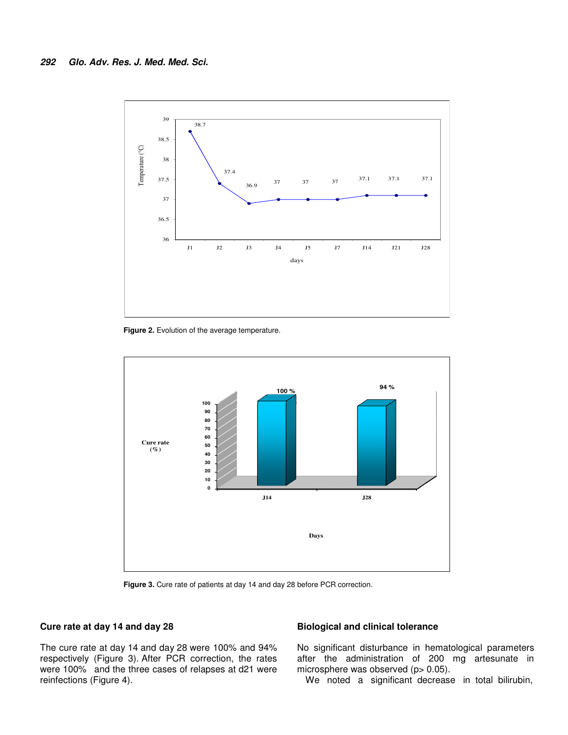Figure 2. Evolution of the average temperature.

Figure 3. Cure rate of patients at day 14 and day 28 before PCR correction.

## Cure rate at day 14 and day 28

The cure rate at day 14 and day 28 were 100% and 94% respectively (Figure 3). After PCR correction, the rates were 100% and the three cases of relapses at d21 were reinfections (Figure 4).

## Biological and clinical tolerance

No significant disturbance in hematological parameters after the administration of 200 mg artesunate in microsphere was observed ($p > 0.05$).

We noted a significant decrease in total bilirubin,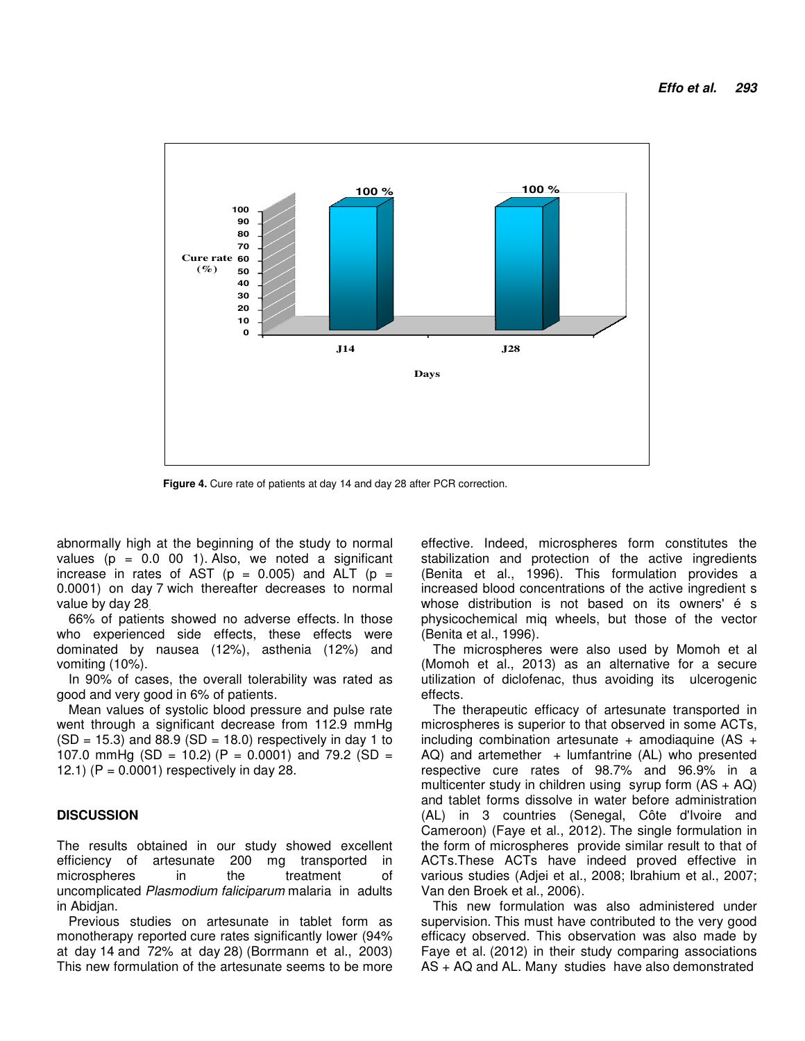Figure 4. Cure rate of patients at day 14 and day 28 after PCR correction.

abnormally high at the beginning of the study to normal values (p = 0.0 00 1). Also, we noted a significant increase in rates of AST (p = 0.005) and ALT (p = 0.0001) on day 7 wich thereafter decreases to normal value by day 28.

66% of patients showed no adverse effects. In those who experienced side effects, these effects were dominated by nausea (12%), asthenia (12%) and vomiting (10%).

In 90% of cases, the overall tolerability was rated as good and very good in 6% of patients.

Mean values of systolic blood pressure and pulse rate went through a significant decrease from 112.9 mmHg (SD = 15.3) and 88.9 (SD = 18.0) respectively in day 1 to 107.0 mmHg (SD = 10.2) (P = 0.0001) and 79.2 (SD = 12.1) (P = 0.0001) respectively in day 28.

## DISCUSSION

The results obtained in our study showed excellent efficiency of artesunate 200 mg transported in microspheres in the treatment of uncomplicated *Plasmodium faliciparum* malaria in adults in Abidjan.

Previous studies on artesunate in tablet form as monotherapy reported cure rates significantly lower (94% at day 14 and 72% at day 28) (Borrmann et al., 2003) This new formulation of the artesunate seems to be more effective. Indeed, microspheres form constitutes the stabilization and protection of the active ingredients (Benita et al., 1996). This formulation provides a increased blood concentrations of the active ingredient s whose distribution is not based on its owners' é s physicochemical miq wheels, but those of the vector (Benita et al., 1996).

The microspheres were also used by Momoh et al (Momoh et al., 2013) as an alternative for a secure utilization of diclofenac, thus avoiding its ulcerogenic effects.

The therapeutic efficacy of artesunate transported in microspheres is superior to that observed in some ACTs, including combination artesunate + amodiaquine (AS + AQ) and artemether + lumfantrine (AL) who presented respective cure rates of 98.7% and 96.9% in a multicenter study in children using syrup form (AS + AQ) and tablet forms dissolve in water before administration (AL) in 3 countries (Senegal, Côte d'Ivoire and Cameroon) (Faye et al., 2012). The single formulation in the form of microspheres provide similar result to that of ACTs.These ACTs have indeed proved effective in various studies (Adjei et al., 2008; Ibrahium et al., 2007; Van den Broek et al., 2006).

This new formulation was also administered under supervision. This must have contributed to the very good efficacy observed. This observation was also made by Faye et al. (2012) in their study comparing associations AS + AQ and AL. Many studies have also demonstrated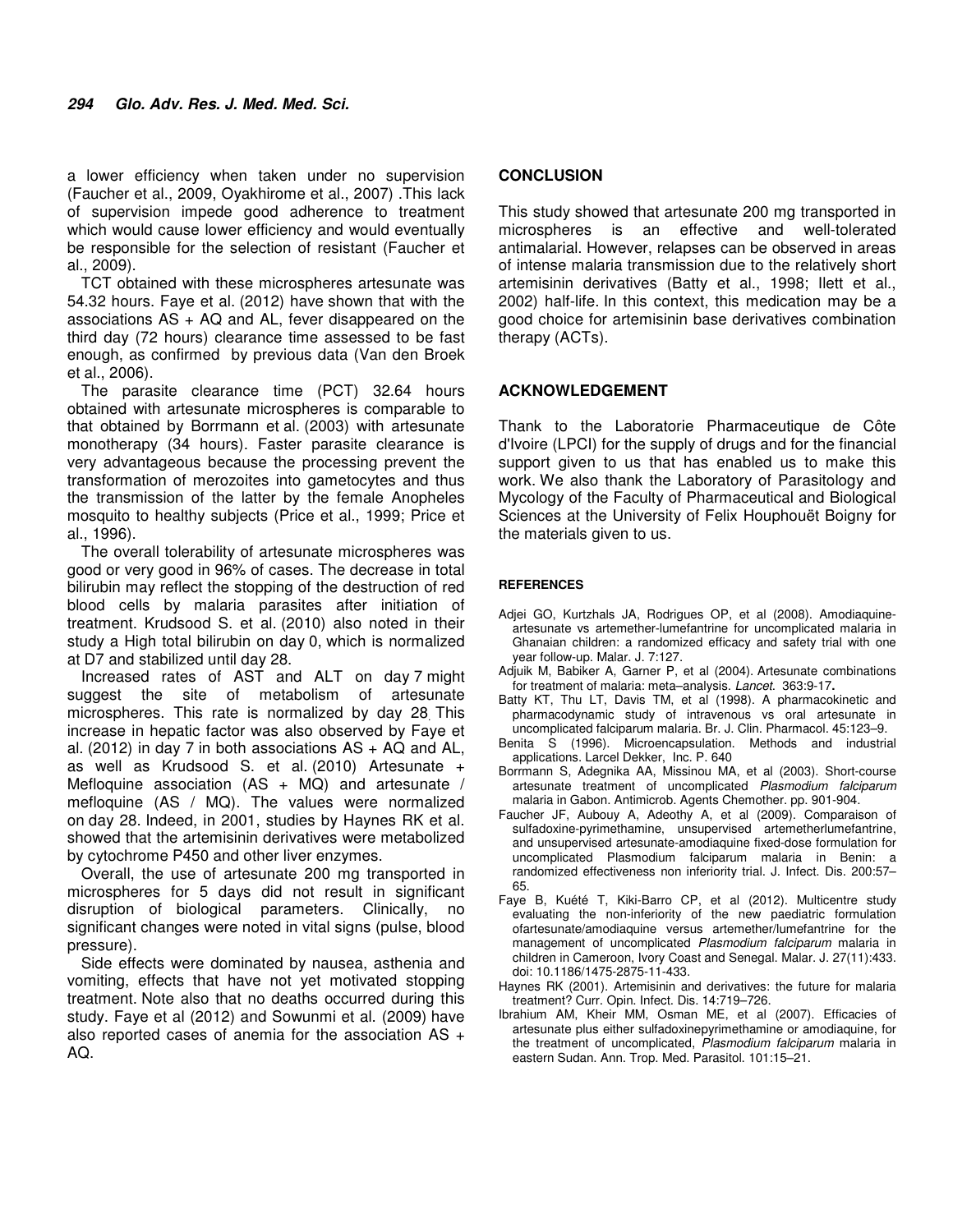a lower efficiency when taken under no supervision (Faucher et al., 2009, Oyakhirome et al., 2007) .This lack of supervision impede good adherence to treatment which would cause lower efficiency and would eventually be responsible for the selection of resistant (Faucher et al., 2009).

TCT obtained with these microspheres artesunate was 54.32 hours. Faye et al. (2012) have shown that with the associations AS + AQ and AL, fever disappeared on the third day (72 hours) clearance time assessed to be fast enough, as confirmed by previous data (Van den Broek et al., 2006).

The parasite clearance time (PCT) 32.64 hours obtained with artesunate microspheres is comparable to that obtained by Borrmann et al. (2003) with artesunate monotherapy (34 hours). Faster parasite clearance is very advantageous because the processing prevent the transformation of merozoites into gametocytes and thus the transmission of the latter by the female Anopheles mosquito to healthy subjects (Price et al., 1999; Price et al., 1996).

The overall tolerability of artesunate microspheres was good or very good in 96% of cases. The decrease in total bilirubin may reflect the stopping of the destruction of red blood cells by malaria parasites after initiation of treatment. Krudsood S. et al. (2010) also noted in their study a High total bilirubin on day 0, which is normalized at D7 and stabilized until day 28.

Increased rates of AST and ALT on day 7 might suggest the site of metabolism of artesunate microspheres. This rate is normalized by day 28. This increase in hepatic factor was also observed by Faye et al. (2012) in day 7 in both associations AS + AQ and AL, as well as Krudsood S. et al. (2010) Artesunate + Mefloquine association (AS + MQ) and artesunate / mefloquine (AS / MQ). The values were normalized on day 28. Indeed, in 2001, studies by Haynes RK et al. showed that the artemisinin derivatives were metabolized by cytochrome P450 and other liver enzymes.

Overall, the use of artesunate 200 mg transported in microspheres for 5 days did not result in significant disruption of biological parameters. Clinically, no significant changes were noted in vital signs (pulse, blood pressure).

Side effects were dominated by nausea, asthenia and vomiting, effects that have not yet motivated stopping treatment. Note also that no deaths occurred during this study. Faye et al (2012) and Sowunmi et al. (2009) have also reported cases of anemia for the association AS + AQ.

## CONCLUSION

This study showed that artesunate 200 mg transported in microspheres is an effective and well-tolerated antimalarial. However, relapses can be observed in areas of intense malaria transmission due to the relatively short artemisinin derivatives (Batty et al., 1998; Ilett et al., 2002) half-life. In this context, this medication may be a good choice for artemisinin base derivatives combination therapy (ACTs).

## ACKNOWLEDGEMENT

Thank to the Laboratorie Pharmaceutique de Côte d'Ivoire (LPCI) for the supply of drugs and for the financial support given to us that has enabled us to make this work. We also thank the Laboratory of Parasitology and Mycology of the Faculty of Pharmaceutical and Biological Sciences at the University of Felix Houphouët Boigny for the materials given to us.

## REFERENCES

Adjei GO, Kurtzhals JA, Rodrigues OP, et al (2008). Amodiaquine-artesunate vs artemether-lumefantrine for uncomplicated malaria in Ghanaian children: a randomized efficacy and safety trial with one year follow-up. Malar. J. 7:127.

Adjuik M, Babiker A, Garner P, et al (2004). Artesunate combinations for treatment of malaria: meta–analysis. *Lancet.* 363:9-17**.**

Batty KT, Thu LT, Davis TM, et al (1998). A pharmacokinetic and pharmacodynamic study of intravenous vs oral artesunate in uncomplicated falciparum malaria. Br. J. Clin. Pharmacol. 45:123–9.

Benita S (1996). Microencapsulation. Methods and industrial applications. Larcel Dekker, Inc. P. 640

Borrmann S, Adegnika AA, Missinou MA, et al (2003). Short-course artesunate treatment of uncomplicated *Plasmodium falciparum* malaria in Gabon. Antimicrob. Agents Chemother. pp. 901-904.

Faucher JF, Aubouy A, Adeothy A, et al (2009). Comparaison of sulfadoxine-pyrimethamine, unsupervised artemetherlumefantrine, and unsupervised artesunate-amodiaquine fixed-dose formulation for uncomplicated Plasmodium falciparum malaria in Benin: a randomized effectiveness non inferiority trial. J. Infect. Dis. 200:57–65.

Faye B, Kuété T, Kiki-Barro CP, et al (2012). Multicentre study evaluating the non-inferiority of the new paediatric formulation ofartesunate/amodiaquine versus artemether/lumefantrine for the management of uncomplicated *Plasmodium falciparum* malaria in children in Cameroon, Ivory Coast and Senegal. Malar. J. 27(11):433. doi: 10.1186/1475-2875-11-433.

Haynes RK (2001). Artemisinin and derivatives: the future for malaria treatment? Curr. Opin. Infect. Dis. 14:719–726.

Ibrahium AM, Kheir MM, Osman ME, et al (2007). Efficacies of artesunate plus either sulfadoxinepyrimethamine or amodiaquine, for the treatment of uncomplicated, *Plasmodium falciparum* malaria in eastern Sudan. Ann. Trop. Med. Parasitol. 101:15–21.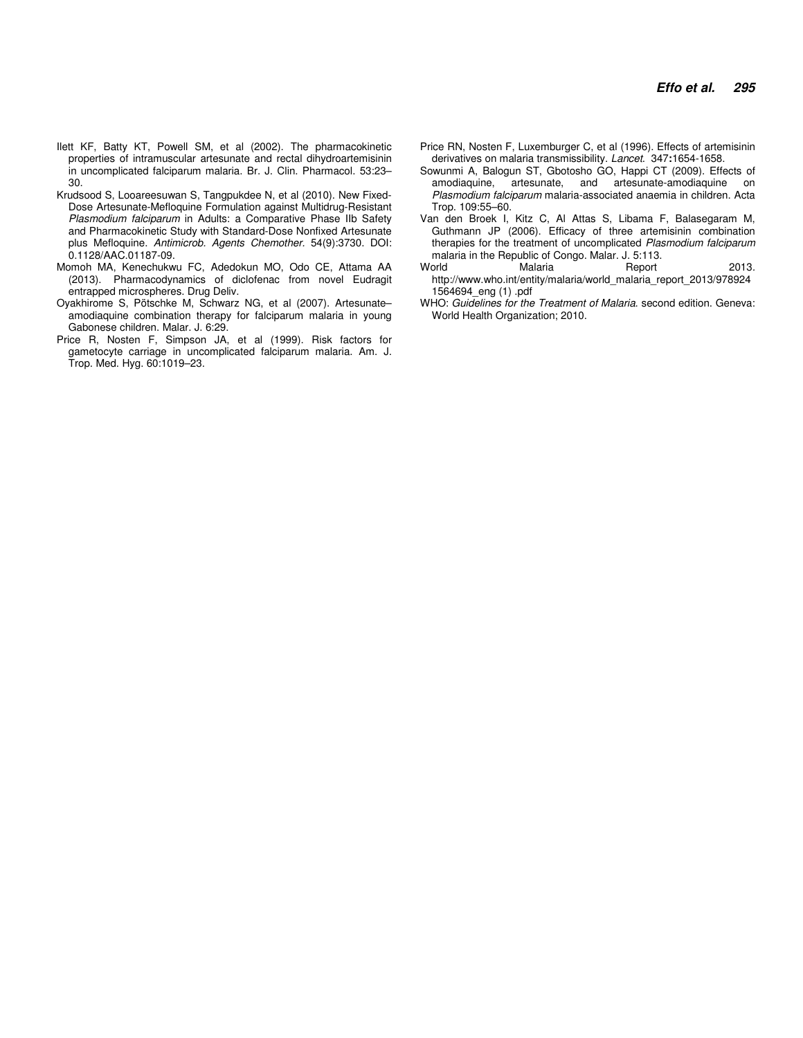Ilett KF, Batty KT, Powell SM, et al (2002). The pharmacokinetic properties of intramuscular artesunate and rectal dihydroartemisinin in uncomplicated falciparum malaria. Br. J. Clin. Pharmacol. 53:23–30.

Krudsood S, Looareesuwan S, Tangpukdee N, et al (2010). New Fixed-Dose Artesunate-Mefloquine Formulation against Multidrug-Resistant *Plasmodium falciparum* in Adults: a Comparative Phase IIb Safety and Pharmacokinetic Study with Standard-Dose Nonfixed Artesunate plus Mefloquine. *Antimicrob. Agents Chemother.* 54(9):3730. DOI: 0.1128/AAC.01187-09.

Momoh MA, Kenechukwu FC, Adedokun MO, Odo CE, Attama AA (2013). Pharmacodynamics of diclofenac from novel Eudragit entrapped microspheres. Drug Deliv.

Oyakhirome S, Pötschke M, Schwarz NG, et al (2007). Artesunate–amodiaquine combination therapy for falciparum malaria in young Gabonese children. Malar. J. 6:29.

Price R, Nosten F, Simpson JA, et al (1999). Risk factors for gametocyte carriage in uncomplicated falciparum malaria. Am. J. Trop. Med. Hyg. 60:1019–23.

Price RN, Nosten F, Luxemburger C, et al (1996). Effects of artemisinin derivatives on malaria transmissibility. *Lancet*. 347**:**1654-1658.

Sowunmi A, Balogun ST, Gbotosho GO, Happi CT (2009). Effects of amodiaquine, artesunate, and artesunate-amodiaquine on *Plasmodium falciparum* malaria-associated anaemia in children. Acta Trop. 109:55–60.

Van den Broek I, Kitz C, Al Attas S, Libama F, Balasegaram M, Guthmann JP (2006). Efficacy of three artemisinin combination therapies for the treatment of uncomplicated *Plasmodium falciparum* malaria in the Republic of Congo. Malar. J. 5:113.

World Malaria Report 2013. http://www.who.int/entity/malaria/world_malaria_report_2013/9789241564694_eng (1) .pdf

WHO: *Guidelines for the Treatment of Malaria*. second edition. Geneva: World Health Organization; 2010.